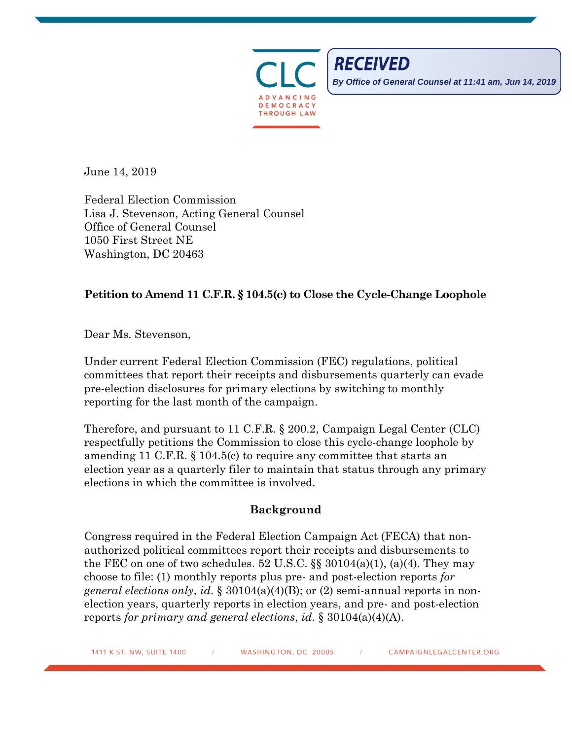CLC

ADVANCING DEMOCRACY THROUGH LAW

**RECEIVED**

*By Office of General Counsel at 11:41 am, Jun 14, 2019*

June 14, 2019

Federal Election Commission
Lisa J. Stevenson, Acting General Counsel
Office of General Counsel
1050 First Street NE
Washington, DC 20463

**Petition to Amend 11 C.F.R. § 104.5(c) to Close the Cycle-Change Loophole**

Dear Ms. Stevenson,

Under current Federal Election Commission (FEC) regulations, political committees that report their receipts and disbursements quarterly can evade pre-election disclosures for primary elections by switching to monthly reporting for the last month of the campaign.

Therefore, and pursuant to 11 C.F.R. § 200.2, Campaign Legal Center (CLC) respectfully petitions the Commission to close this cycle-change loophole by amending 11 C.F.R. § 104.5(c) to require any committee that starts an election year as a quarterly filer to maintain that status through any primary elections in which the committee is involved.

## Background

Congress required in the Federal Election Campaign Act (FECA) that non-authorized political committees report their receipts and disbursements to the FEC on one of two schedules. 52 U.S.C. §§ 30104(a)(1), (a)(4). They may choose to file: (1) monthly reports plus pre- and post-election reports *for general elections only*, *id*. § 30104(a)(4)(B); or (2) semi-annual reports in non-election years, quarterly reports in election years, and pre- and post-election reports *for primary and general elections*, *id*. § 30104(a)(4)(A).

1411 K ST. NW, SUITE 1400 / WASHINGTON, DC 20005 / CAMPAIGNLEGALCENTER.ORG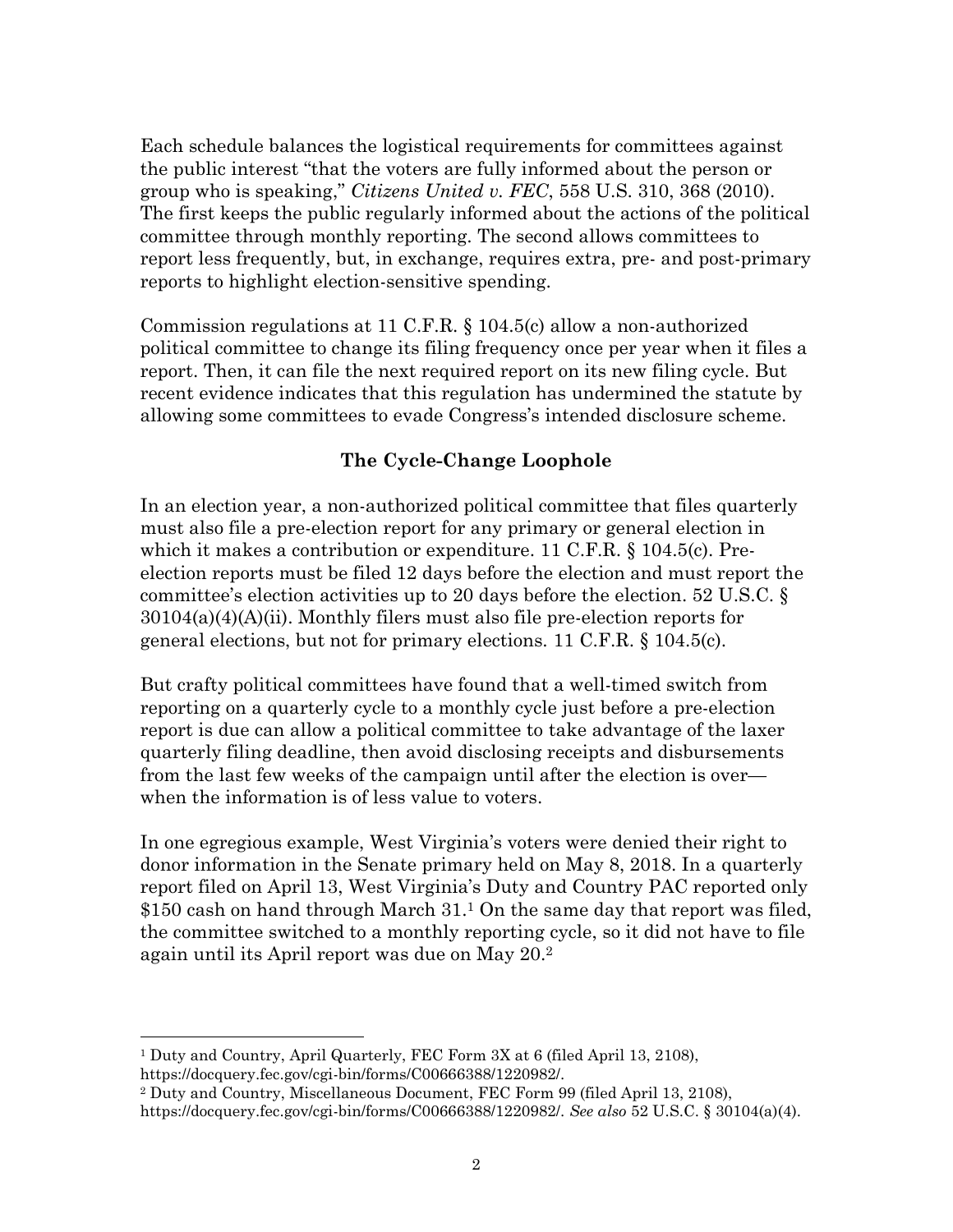Each schedule balances the logistical requirements for committees against the public interest "that the voters are fully informed about the person or group who is speaking," *Citizens United v. FEC*, 558 U.S. 310, 368 (2010). The first keeps the public regularly informed about the actions of the political committee through monthly reporting. The second allows committees to report less frequently, but, in exchange, requires extra, pre- and post-primary reports to highlight election-sensitive spending.

Commission regulations at 11 C.F.R. § 104.5(c) allow a non-authorized political committee to change its filing frequency once per year when it files a report. Then, it can file the next required report on its new filing cycle. But recent evidence indicates that this regulation has undermined the statute by allowing some committees to evade Congress's intended disclosure scheme.

**The Cycle-Change Loophole**

In an election year, a non-authorized political committee that files quarterly must also file a pre-election report for any primary or general election in which it makes a contribution or expenditure. 11 C.F.R. § 104.5(c). Pre-election reports must be filed 12 days before the election and must report the committee's election activities up to 20 days before the election. 52 U.S.C. § 30104(a)(4)(A)(ii). Monthly filers must also file pre-election reports for general elections, but not for primary elections. 11 C.F.R. § 104.5(c).

But crafty political committees have found that a well-timed switch from reporting on a quarterly cycle to a monthly cycle just before a pre-election report is due can allow a political committee to take advantage of the laxer quarterly filing deadline, then avoid disclosing receipts and disbursements from the last few weeks of the campaign until after the election is over—when the information is of less value to voters.

In one egregious example, West Virginia's voters were denied their right to donor information in the Senate primary held on May 8, 2018. In a quarterly report filed on April 13, West Virginia's Duty and Country PAC reported only $150 cash on hand through March 31.[1] On the same day that report was filed, the committee switched to a monthly reporting cycle, so it did not have to file again until its April report was due on May 20.[2]

---

[1] Duty and Country, April Quarterly, FEC Form 3X at 6 (filed April 13, 2108), https://docquery.fec.gov/cgi-bin/forms/C00666388/1220982/.

[2] Duty and Country, Miscellaneous Document, FEC Form 99 (filed April 13, 2108), https://docquery.fec.gov/cgi-bin/forms/C00666388/1220982/. *See also* 52 U.S.C. § 30104(a)(4).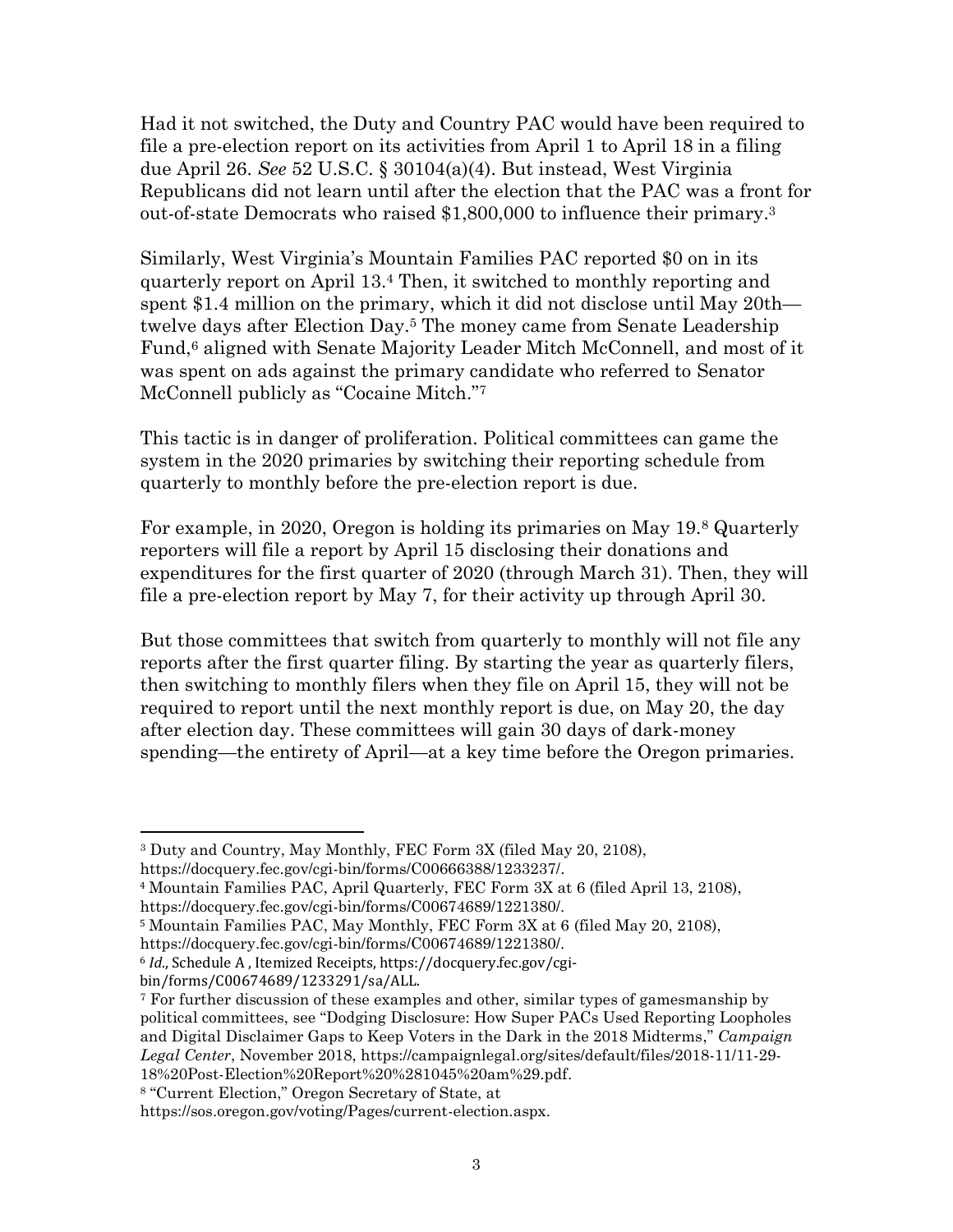Had it not switched, the Duty and Country PAC would have been required to file a pre-election report on its activities from April 1 to April 18 in a filing due April 26. *See* 52 U.S.C. § 30104(a)(4). But instead, West Virginia Republicans did not learn until after the election that the PAC was a front for out-of-state Democrats who raised $1,800,000 to influence their primary.[3]

Similarly, West Virginia's Mountain Families PAC reported $0 on in its quarterly report on April 13.[4] Then, it switched to monthly reporting and spent $1.4 million on the primary, which it did not disclose until May 20th—twelve days after Election Day.[5] The money came from Senate Leadership Fund,[6] aligned with Senate Majority Leader Mitch McConnell, and most of it was spent on ads against the primary candidate who referred to Senator McConnell publicly as "Cocaine Mitch."[7]

This tactic is in danger of proliferation. Political committees can game the system in the 2020 primaries by switching their reporting schedule from quarterly to monthly before the pre-election report is due.

For example, in 2020, Oregon is holding its primaries on May 19.[8] Quarterly reporters will file a report by April 15 disclosing their donations and expenditures for the first quarter of 2020 (through March 31). Then, they will file a pre-election report by May 7, for their activity up through April 30.

But those committees that switch from quarterly to monthly will not file any reports after the first quarter filing. By starting the year as quarterly filers, then switching to monthly filers when they file on April 15, they will not be required to report until the next monthly report is due, on May 20, the day after election day. These committees will gain 30 days of dark-money spending—the entirety of April—at a key time before the Oregon primaries.

---

[3] Duty and Country, May Monthly, FEC Form 3X (filed May 20, 2108), https://docquery.fec.gov/cgi-bin/forms/C00666388/1233237/.

[4] Mountain Families PAC, April Quarterly, FEC Form 3X at 6 (filed April 13, 2108), https://docquery.fec.gov/cgi-bin/forms/C00674689/1221380/.

[5] Mountain Families PAC, May Monthly, FEC Form 3X at 6 (filed May 20, 2108), https://docquery.fec.gov/cgi-bin/forms/C00674689/1221380/.

[6] *Id.*, Schedule A , Itemized Receipts, https://docquery.fec.gov/cgi-bin/forms/C00674689/1233291/sa/ALL.

[7] For further discussion of these examples and other, similar types of gamesmanship by political committees, see "Dodging Disclosure: How Super PACs Used Reporting Loopholes and Digital Disclaimer Gaps to Keep Voters in the Dark in the 2018 Midterms," *Campaign Legal Center*, November 2018, https://campaignlegal.org/sites/default/files/2018-11/11-29-18%20Post-Election%20Report%20%281045%20am%29.pdf.

[8] "Current Election," Oregon Secretary of State, at https://sos.oregon.gov/voting/Pages/current-election.aspx.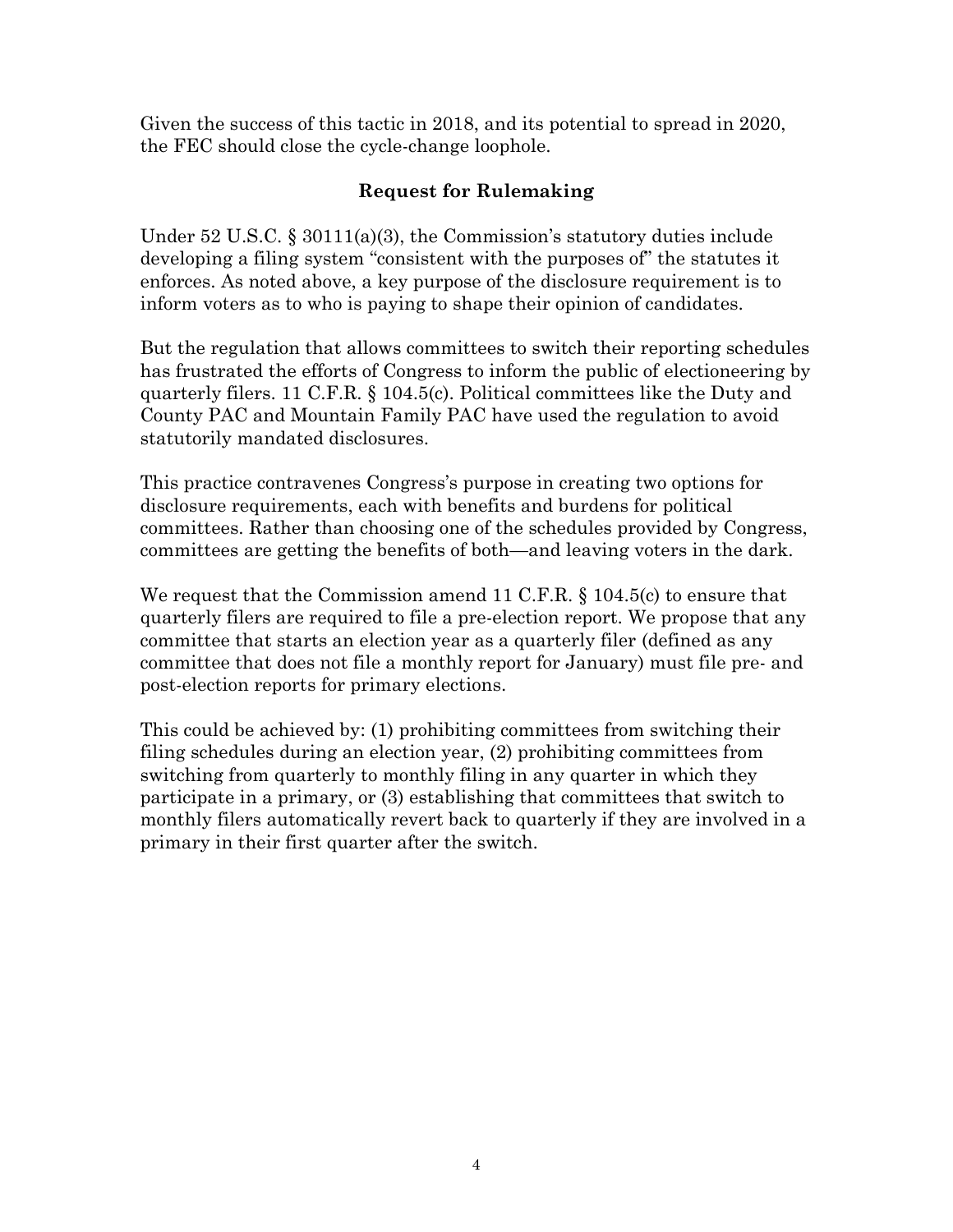Given the success of this tactic in 2018, and its potential to spread in 2020, the FEC should close the cycle-change loophole.

## Request for Rulemaking

Under 52 U.S.C. § 30111(a)(3), the Commission's statutory duties include developing a filing system "consistent with the purposes of" the statutes it enforces. As noted above, a key purpose of the disclosure requirement is to inform voters as to who is paying to shape their opinion of candidates.

But the regulation that allows committees to switch their reporting schedules has frustrated the efforts of Congress to inform the public of electioneering by quarterly filers. 11 C.F.R. § 104.5(c). Political committees like the Duty and County PAC and Mountain Family PAC have used the regulation to avoid statutorily mandated disclosures.

This practice contravenes Congress's purpose in creating two options for disclosure requirements, each with benefits and burdens for political committees. Rather than choosing one of the schedules provided by Congress, committees are getting the benefits of both—and leaving voters in the dark.

We request that the Commission amend 11 C.F.R. § 104.5(c) to ensure that quarterly filers are required to file a pre-election report. We propose that any committee that starts an election year as a quarterly filer (defined as any committee that does not file a monthly report for January) must file pre- and post-election reports for primary elections.

This could be achieved by: (1) prohibiting committees from switching their filing schedules during an election year, (2) prohibiting committees from switching from quarterly to monthly filing in any quarter in which they participate in a primary, or (3) establishing that committees that switch to monthly filers automatically revert back to quarterly if they are involved in a primary in their first quarter after the switch.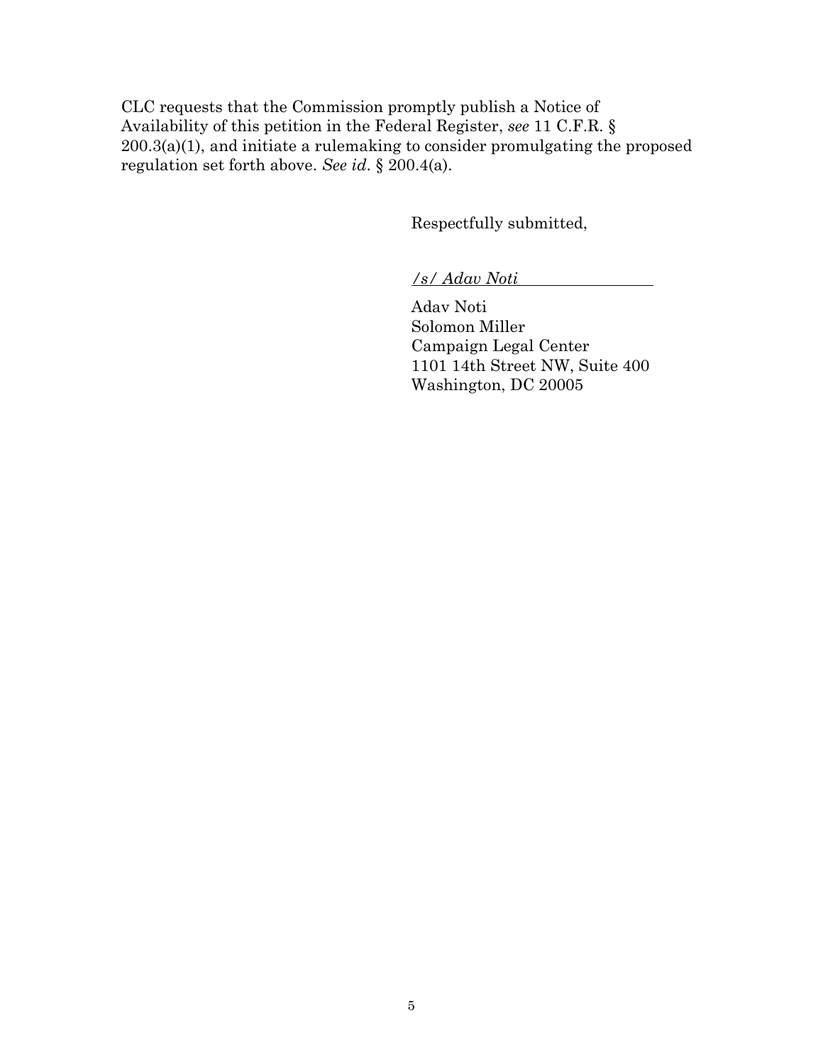CLC requests that the Commission promptly publish a Notice of Availability of this petition in the Federal Register, *see* 11 C.F.R. § 200.3(a)(1), and initiate a rulemaking to consider promulgating the proposed regulation set forth above. *See id*. § 200.4(a).

Respectfully submitted,

*/s/ Adav Noti*

Adav Noti
Solomon Miller
Campaign Legal Center
1101 14th Street NW, Suite 400
Washington, DC 20005